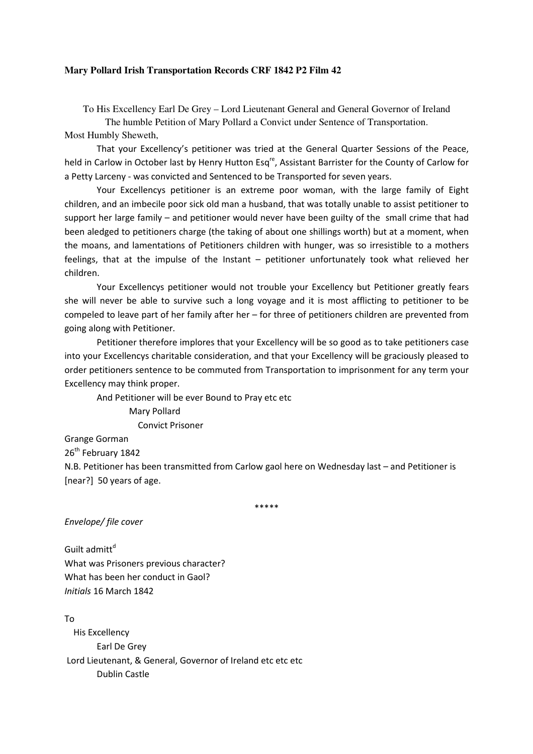**Mary Pollard Irish Transportation Records CRF 1842 P2 Film 42**

To His Excellency Earl De Grey – Lord Lieutenant General and General Governor of Ireland

The humble Petition of Mary Pollard a Convict under Sentence of Transportation.

Most Humbly Sheweth,

That your Excellency's petitioner was tried at the General Quarter Sessions of the Peace, held in Carlow in October last by Henry Hutton Esq[re], Assistant Barrister for the County of Carlow for a Petty Larceny - was convicted and Sentenced to be Transported for seven years.

Your Excellencys petitioner is an extreme poor woman, with the large family of Eight children, and an imbecile poor sick old man a husband, that was totally unable to assist petitioner to support her large family – and petitioner would never have been guilty of the small crime that had been aledged to petitioners charge (the taking of about one shillings worth) but at a moment, when the moans, and lamentations of Petitioners children with hunger, was so irresistible to a mothers feelings, that at the impulse of the Instant – petitioner unfortunately took what relieved her children.

Your Excellencys petitioner would not trouble your Excellency but Petitioner greatly fears she will never be able to survive such a long voyage and it is most afflicting to petitioner to be compeled to leave part of her family after her – for three of petitioners children are prevented from going along with Petitioner.

Petitioner therefore implores that your Excellency will be so good as to take petitioners case into your Excellencys charitable consideration, and that your Excellency will be graciously pleased to order petitioners sentence to be commuted from Transportation to imprisonment for any term your Excellency may think proper.

And Petitioner will be ever Bound to Pray etc etc

Mary Pollard

Convict Prisoner

Grange Gorman

26th February 1842

N.B. Petitioner has been transmitted from Carlow gaol here on Wednesday last – and Petitioner is [near?] 50 years of age.

\*\*\*\*\*

*Envelope/ file cover*

Guilt admitt[d]

What was Prisoners previous character?

What has been her conduct in Gaol?

*Initials* 16 March 1842

To

His Excellency

Earl De Grey

Lord Lieutenant, & General, Governor of Ireland etc etc etc

Dublin Castle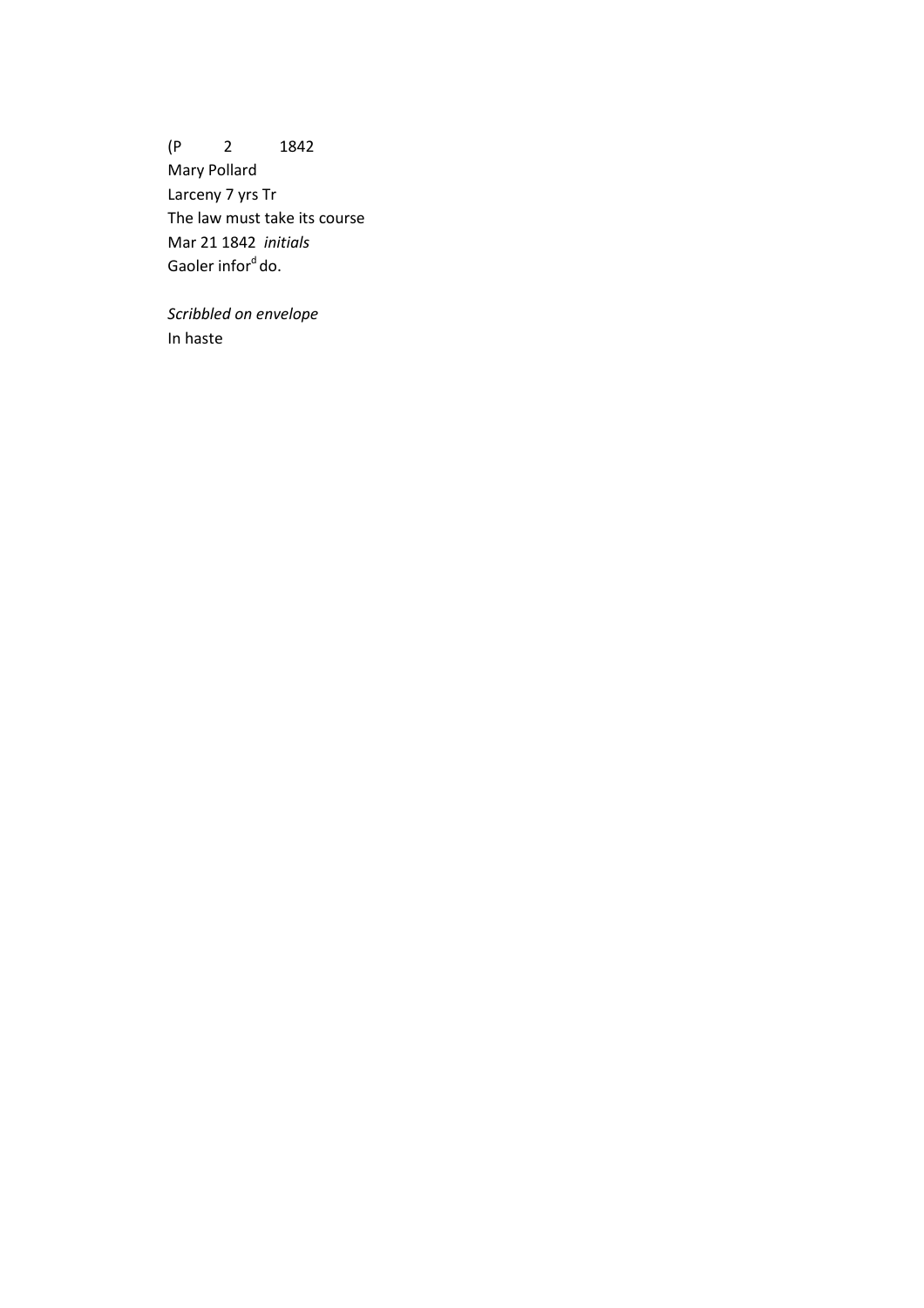(P 2 1842

Mary Pollard

Larceny 7 yrs Tr

The law must take its course

Mar 21 1842 *initials*

Gaoler infor[d] do.

*Scribbled on envelope*

In haste